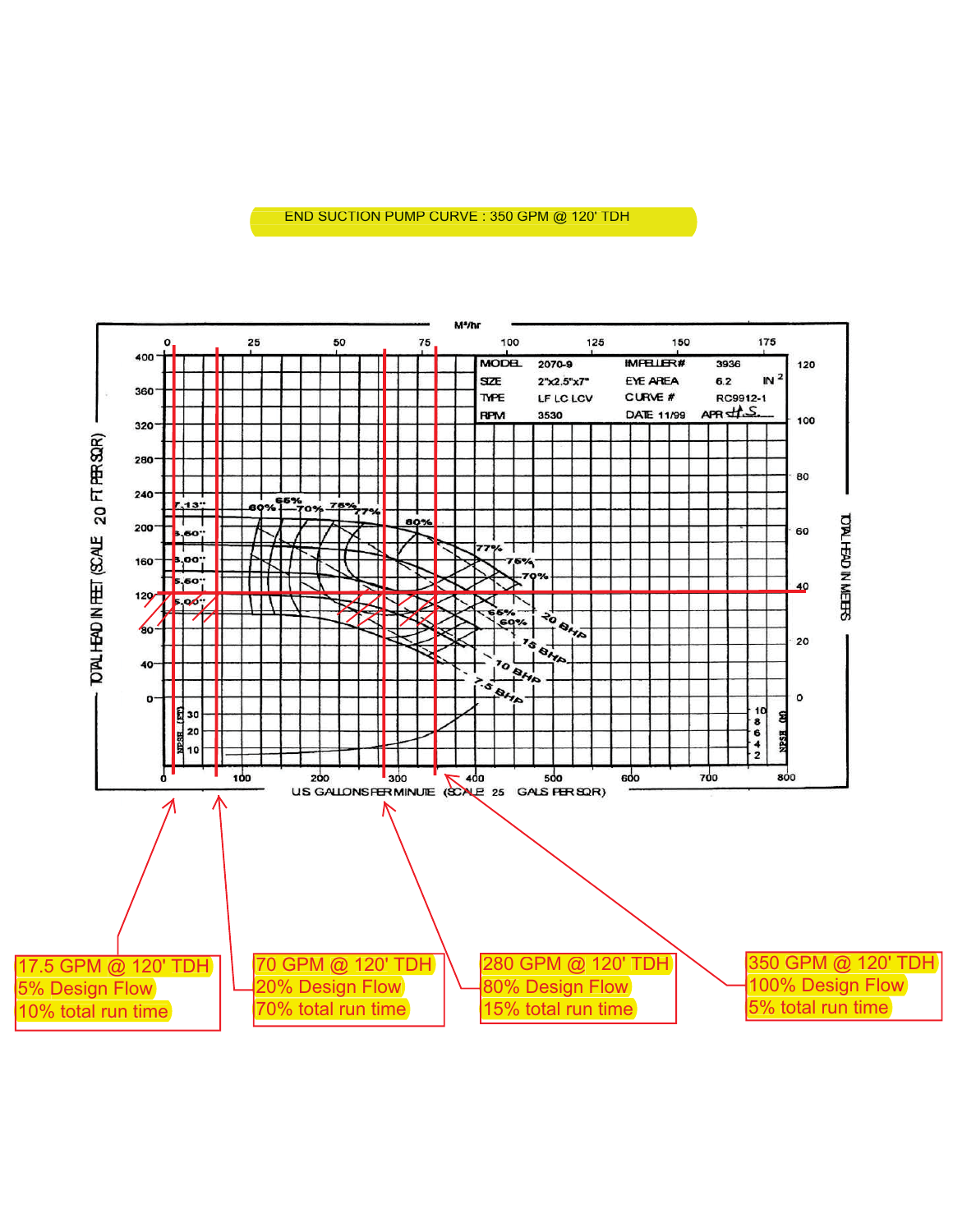END SUCTION PUMP CURVE : 350 GPM @ 120' TDH

| MODEL | 2070-9 | IMPELLER # | 3936 |
| --- | --- | --- | --- |
| SIZE | 2"x2.5"x7" | EYE AREA | 6.2 IN $^2$ |
| TYPE | LF LC LCV | CURVE # | RC9912-1 |
| RPM | 3530 | DATE 11/99 | APR |

17.5 GPM @ 120' TDH
5% Design Flow
10% total run time

70 GPM @ 120' TDH
20% Design Flow
70% total run time

280 GPM @ 120' TDH
80% Design Flow
15% total run time

350 GPM @ 120' TDH
100% Design Flow
5% total run time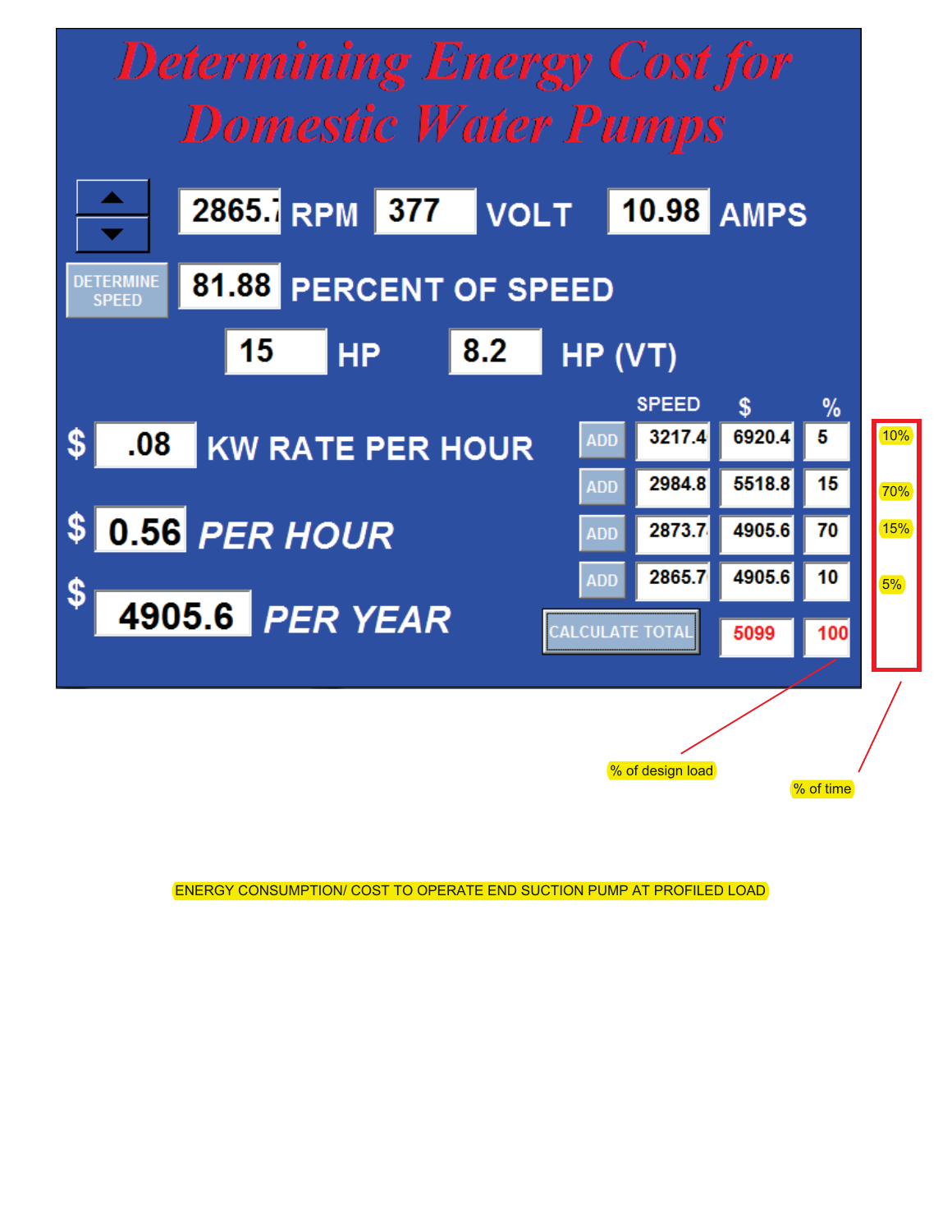# Determining Energy Cost for Domestic Water Pumps

2865.7 RPM | 377 VOLT | 10.98 AMPS

DETERMINE SPEED — 81.88 PERCENT OF SPEED

15 HP | 8.2 HP (VT)

$ .08 KW RATE PER HOUR

$ 0.56 PER HOUR

$ 4905.6 PER YEAR

| | SPEED | $ | % | |
|---|---|---|---|---|
| ADD | 3217.4 | 6920.4 | 5 | 10% |
| ADD | 2984.8 | 5518.8 | 15 | 70% |
| ADD | 2873.7 | 4905.6 | 70 | 15% |
| ADD | 2865.7 | 4905.6 | 10 | 5% |
| CALCULATE TOTAL | | 5099 | 100 | |

% of design load

% of time

ENERGY CONSUMPTION/ COST TO OPERATE END SUCTION PUMP AT PROFILED LOAD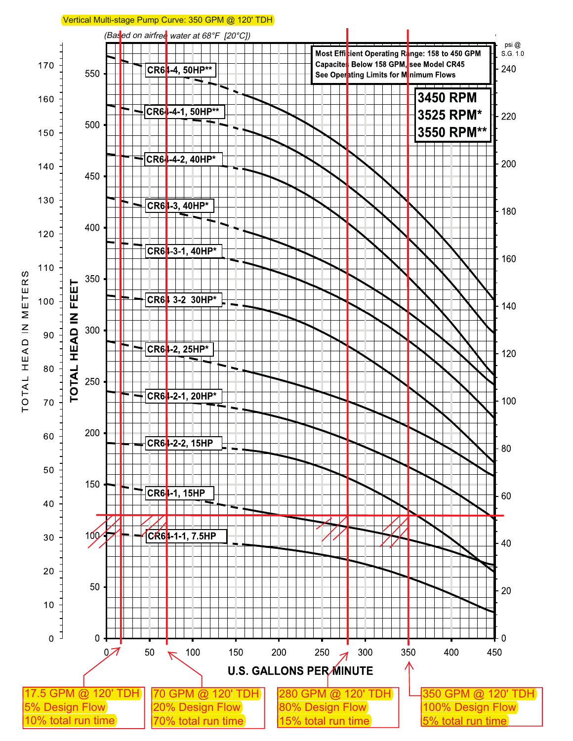Vertical Multi-stage Pump Curve: 350 GPM @ 120' TDH

(Based on airfree water at 68°F [20°C])

**Most Efficient Operating Range: 158 to 450 GPM**
**Capacites Below 158 GPM, see Model CR45**
**See Operating Limits for Minimum Flows**

**3450 RPM**
**3525 RPM***
**3550 RPM****

Curves: CR64-4, 50HP**; CR64-4-1, 50HP**; CR64-4-2, 40HP*; CR64-3, 40HP*; CR64-3-1, 40HP*; CR64 3-2 30HP*; CR64-2, 25HP*; CR64-2-1, 20HP*; CR64-2-2, 15HP; CR64-1, 15HP; CR64-1-1, 7.5HP

TOTAL HEAD IN METERS | TOTAL HEAD IN FEET | psi @ S.G. 1.0

U.S. GALLONS PER MINUTE

| 17.5 GPM @ 120' TDH | 70 GPM @ 120' TDH | 280 GPM @ 120' TDH | 350 GPM @ 120' TDH |
|---|---|---|---|
| 5% Design Flow | 20% Design Flow | 80% Design Flow | 100% Design Flow |
| 10% total run time | 70% total run time | 15% total run time | 5% total run time |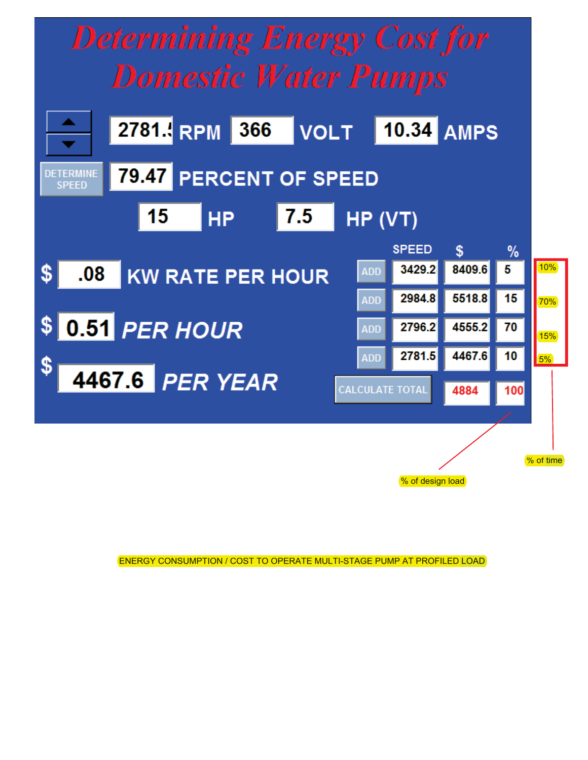# Determining Energy Cost for Domestic Water Pumps

2781.5 RPM | 366 VOLT | 10.34 AMPS

DETERMINE SPEED | 79.47 PERCENT OF SPEED

15 HP | 7.5 HP (VT)

$ .08 KW RATE PER HOUR

$ 0.51 *PER HOUR*

$ 4467.6 *PER YEAR*

| | SPEED | $ | % | |
|---|---|---|---|---|
| ADD | 3429.2 | 8409.6 | 5 | 10% |
| ADD | 2984.8 | 5518.8 | 15 | 70% |
| ADD | 2796.2 | 4555.2 | 70 | 15% |
| ADD | 2781.5 | 4467.6 | 10 | 5% |
| CALCULATE TOTAL | | 4884 | 100 | |

% of design load

% of time

ENERGY CONSUMPTION / COST TO OPERATE MULTI-STAGE PUMP AT PROFILED LOAD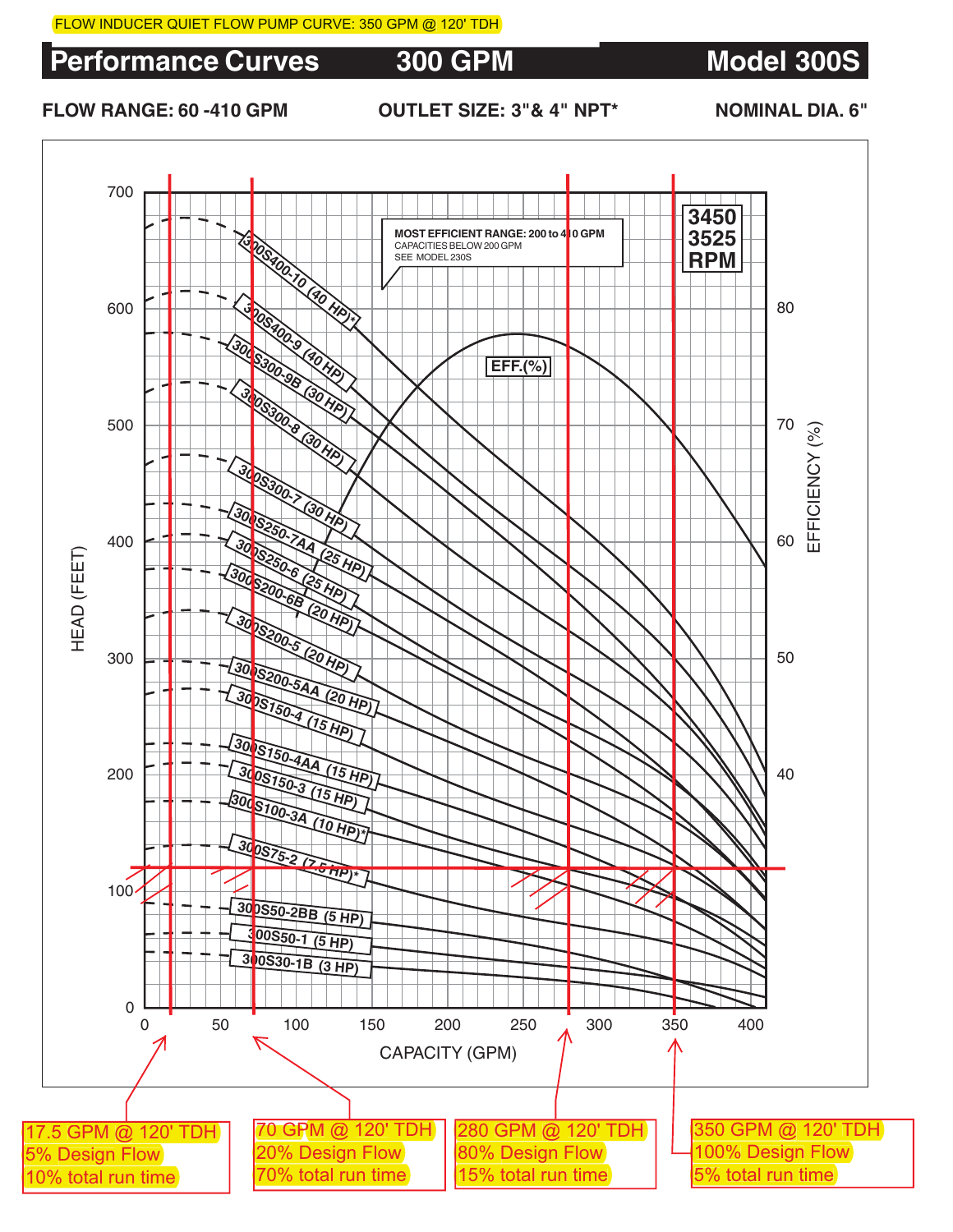FLOW INDUCER QUIET FLOW PUMP CURVE: 350 GPM @ 120' TDH

# Performance Curves 300 GPM Model 300S

**FLOW RANGE: 60 -410 GPM** **OUTLET SIZE: 3"& 4" NPT*** **NOMINAL DIA. 6"**

MOST EFFICIENT RANGE: 200 to 410 GPM
CAPACITIES BELOW 200 GPM
SEE MODEL 230S

3450
3525
RPM

EFF.(%)

300S400-10 (40 HP)*
300S400-9 (40 HP)
300S300-9B (30 HP)
300S300-8 (30 HP)
300S300-7 (30 HP)
300S250-7AA (25 HP)
300S250-6 (25 HP)
300S200-6B (20 HP)
300S200-5 (20 HP)
300S200-5AA (20 HP)
300S150-4 (15 HP)
300S150-4AA (15 HP)
300S150-3 (15 HP)
300S100-3A (10 HP)*
300S75-2 (7.5 HP)*
300S50-2BB (5 HP)
300S50-1 (5 HP)
300S30-1B (3 HP)

HEAD (FEET): 0, 100, 200, 300, 400, 500, 600, 700

EFFICIENCY (%): 40, 50, 60, 70, 80

CAPACITY (GPM): 0, 50, 100, 150, 200, 250, 300, 350, 400

17.5 GPM @ 120' TDH
5% Design Flow
10% total run time

70 GPM @ 120' TDH
20% Design Flow
70% total run time

280 GPM @ 120' TDH
80% Design Flow
15% total run time

350 GPM @ 120' TDH
100% Design Flow
5% total run time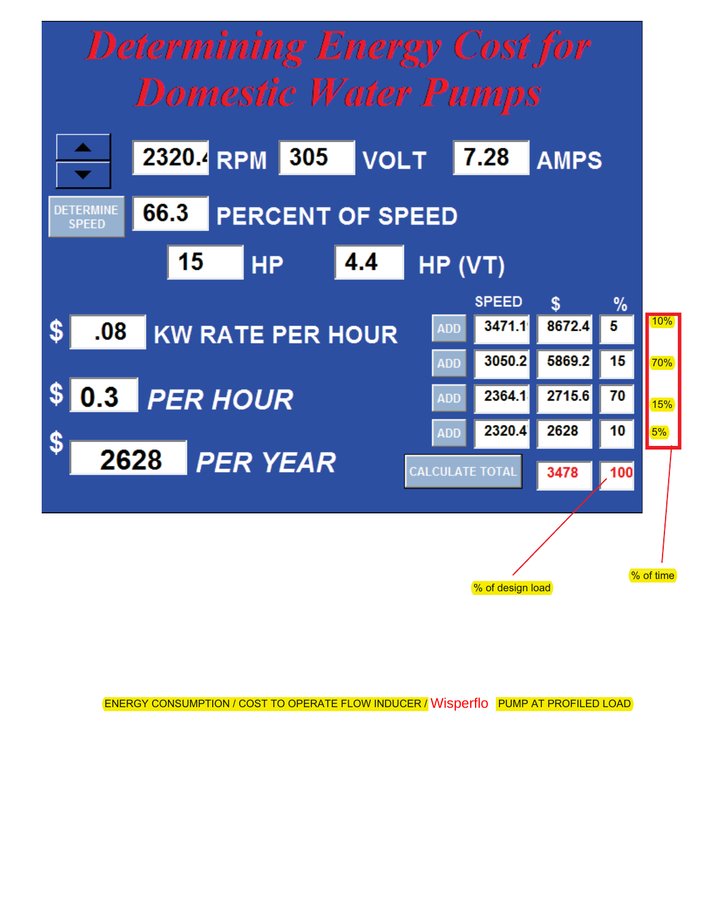# Determining Energy Cost for Domestic Water Pumps

2320.4 RPM | 305 VOLT | 7.28 AMPS

DETERMINE SPEED | 66.3 PERCENT OF SPEED

15 HP | 4.4 HP (VT)

$ .08 KW RATE PER HOUR

$ 0.3 PER HOUR

$ 2628 PER YEAR

| | SPEED | $ | % | |
|---|---|---|---|---|
| ADD | 3471.1 | 8672.4 | 5 | 10% |
| ADD | 3050.2 | 5869.2 | 15 | 70% |
| ADD | 2364.1 | 2715.6 | 70 | 15% |
| ADD | 2320.4 | 2628 | 10 | 5% |
| CALCULATE TOTAL | | 3478 | 100 | |

% of design load

% of time

ENERGY CONSUMPTION / COST TO OPERATE FLOW INDUCER / Wisperflo PUMP AT PROFILED LOAD